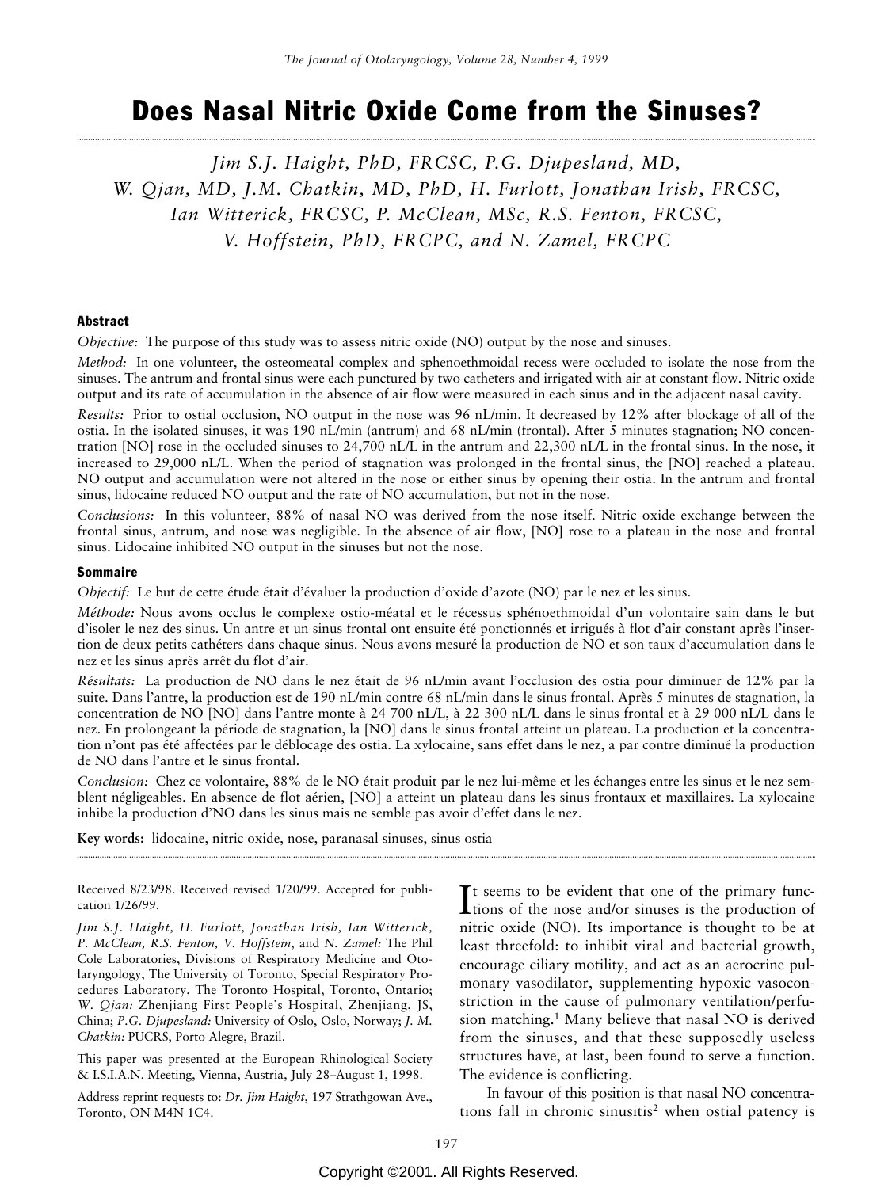# Does Nasal Nitric Oxide Come from the Sinuses?

*Jim S.J. Haight, PhD, FRCSC, P.G. Djupesland, MD, W. Qjan, MD, J.M. Chatkin, MD, PhD, H. Furlott, Jonathan Irish, FRCSC, Ian Witterick, FRCSC, P. McClean, MSc, R.S. Fenton, FRCSC, V. Hoffstein, PhD, FRCPC, and N. Zamel, FRCPC*

## Abstract

*Objective:* The purpose of this study was to assess nitric oxide (NO) output by the nose and sinuses.

*Method:* In one volunteer, the osteomeatal complex and sphenoethmoidal recess were occluded to isolate the nose from the sinuses. The antrum and frontal sinus were each punctured by two catheters and irrigated with air at constant flow. Nitric oxide output and its rate of accumulation in the absence of air flow were measured in each sinus and in the adjacent nasal cavity.

*Results:* Prior to ostial occlusion, NO output in the nose was 96 nL/min. It decreased by 12% after blockage of all of the ostia. In the isolated sinuses, it was 190 nL/min (antrum) and 68 nL/min (frontal). After 5 minutes stagnation; NO concentration [NO] rose in the occluded sinuses to 24,700 nL/L in the antrum and 22,300 nL/L in the frontal sinus. In the nose, it increased to 29,000 nL/L. When the period of stagnation was prolonged in the frontal sinus, the [NO] reached a plateau. NO output and accumulation were not altered in the nose or either sinus by opening their ostia. In the antrum and frontal sinus, lidocaine reduced NO output and the rate of NO accumulation, but not in the nose.

*Conclusions:* In this volunteer, 88% of nasal NO was derived from the nose itself. Nitric oxide exchange between the frontal sinus, antrum, and nose was negligible. In the absence of air flow, [NO] rose to a plateau in the nose and frontal sinus. Lidocaine inhibited NO output in the sinuses but not the nose.

## Sommaire

*Objectif:* Le but de cette étude était d'évaluer la production d'oxide d'azote (NO) par le nez et les sinus.

*Méthode:* Nous avons occlus le complexe ostio-méatal et le récessus sphénoethmoidal d'un volontaire sain dans le but d'isoler le nez des sinus. Un antre et un sinus frontal ont ensuite été ponctionnés et irrigués à flot d'air constant après l'insertion de deux petits cathéters dans chaque sinus. Nous avons mesuré la production de NO et son taux d'accumulation dans le nez et les sinus après arrêt du flot d'air.

*Résultats:* La production de NO dans le nez était de 96 nL/min avant l'occlusion des ostia pour diminuer de 12% par la suite. Dans l'antre, la production est de 190 nL/min contre 68 nL/min dans le sinus frontal. Après 5 minutes de stagnation, la concentration de NO [NO] dans l'antre monte à 24 700 nL/L, à 22 300 nL/L dans le sinus frontal et à 29 000 nL/L dans le nez. En prolongeant la période de stagnation, la [NO] dans le sinus frontal atteint un plateau. La production et la concentration n'ont pas été affectées par le déblocage des ostia. La xylocaine, sans effet dans le nez, a par contre diminué la production de NO dans l'antre et le sinus frontal.

*Conclusion:* Chez ce volontaire, 88% de le NO était produit par le nez lui-même et les échanges entre les sinus et le nez semblent négligeables. En absence de flot aérien, [NO] a atteint un plateau dans les sinus frontaux et maxillaires. La xylocaine inhibe la production d'NO dans les sinus mais ne semble pas avoir d'effet dans le nez.

**Key words:** lidocaine, nitric oxide, nose, paranasal sinuses, sinus ostia

Received 8/23/98. Received revised 1/20/99. Accepted for publication 1/26/99.

*Jim S.J. Haight, H. Furlott, Jonathan Irish, Ian Witterick, P. McClean, R.S. Fenton, V. Hoffstein,* and *N. Zamel:* The Phil Cole Laboratories, Divisions of Respiratory Medicine and Otolaryngology, The University of Toronto, Special Respiratory Procedures Laboratory, The Toronto Hospital, Toronto, Ontario; *W. Qjan:* Zhenjiang First People's Hospital, Zhenjiang, JS, China; *P.G. Djupesland:* University of Oslo, Oslo, Norway; *J. M. Chatkin:* PUCRS, Porto Alegre, Brazil.

This paper was presented at the European Rhinological Society & I.S.I.A.N. Meeting, Vienna, Austria, July 28–August 1, 1998.

Address reprint requests to: *Dr. Jim Haight*, 197 Strathgowan Ave., Toronto, ON M4N 1C4.

It seems to be evident that one of the primary functions of the nose and/or sinuses is the production of nitric oxide (NO). Its importance is thought to be at least threefold: to inhibit viral and bacterial growth, encourage ciliary motility, and act as an aerocrine pulmonary vasodilator, supplementing hypoxic vasoconstriction in the cause of pulmonary ventilation/perfusion matching.[1] Many believe that nasal NO is derived from the sinuses, and that these supposedly useless structures have, at last, been found to serve a function. The evidence is conflicting.

In favour of this position is that nasal NO concentrations fall in chronic sinusitis[2] when ostial patency is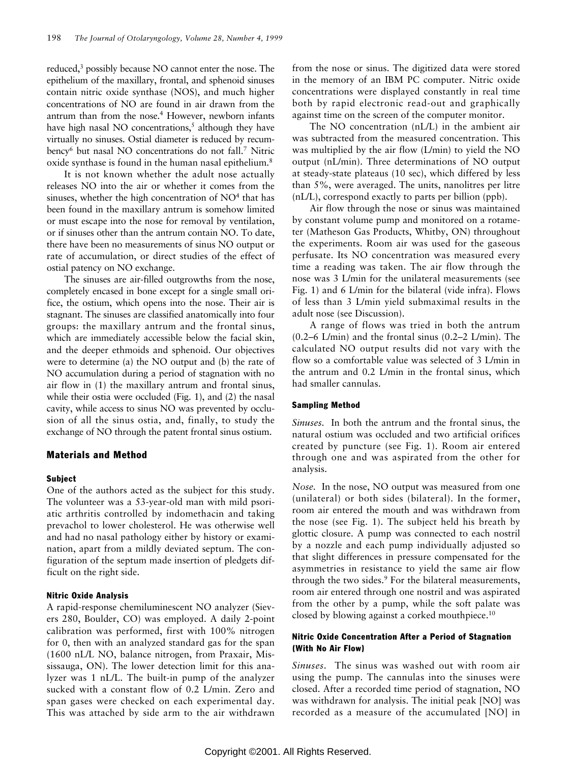reduced,[3] possibly because NO cannot enter the nose. The epithelium of the maxillary, frontal, and sphenoid sinuses contain nitric oxide synthase (NOS), and much higher concentrations of NO are found in air drawn from the antrum than from the nose.[4] However, newborn infants have high nasal NO concentrations,[5] although they have virtually no sinuses. Ostial diameter is reduced by recumbency[6] but nasal NO concentrations do not fall.[7] Nitric oxide synthase is found in the human nasal epithelium.[8]

It is not known whether the adult nose actually releases NO into the air or whether it comes from the sinuses, whether the high concentration of NO[4] that has been found in the maxillary antrum is somehow limited or must escape into the nose for removal by ventilation, or if sinuses other than the antrum contain NO. To date, there have been no measurements of sinus NO output or rate of accumulation, or direct studies of the effect of ostial patency on NO exchange.

The sinuses are air-filled outgrowths from the nose, completely encased in bone except for a single small orifice, the ostium, which opens into the nose. Their air is stagnant. The sinuses are classified anatomically into four groups: the maxillary antrum and the frontal sinus, which are immediately accessible below the facial skin, and the deeper ethmoids and sphenoid. Our objectives were to determine (a) the NO output and (b) the rate of NO accumulation during a period of stagnation with no air flow in (1) the maxillary antrum and frontal sinus, while their ostia were occluded (Fig. 1), and (2) the nasal cavity, while access to sinus NO was prevented by occlusion of all the sinus ostia, and, finally, to study the exchange of NO through the patent frontal sinus ostium.

## Materials and Method

### Subject

One of the authors acted as the subject for this study. The volunteer was a 53-year-old man with mild psoriatic arthritis controlled by indomethacin and taking prevachol to lower cholesterol. He was otherwise well and had no nasal pathology either by history or examination, apart from a mildly deviated septum. The configuration of the septum made insertion of pledgets difficult on the right side.

### Nitric Oxide Analysis

A rapid-response chemiluminescent NO analyzer (Sievers 280, Boulder, CO) was employed. A daily 2-point calibration was performed, first with 100% nitrogen for 0, then with an analyzed standard gas for the span (1600 nL/L NO, balance nitrogen, from Praxair, Mississauga, ON). The lower detection limit for this analyzer was 1 nL/L. The built-in pump of the analyzer sucked with a constant flow of 0.2 L/min. Zero and span gases were checked on each experimental day. This was attached by side arm to the air withdrawn from the nose or sinus. The digitized data were stored in the memory of an IBM PC computer. Nitric oxide concentrations were displayed constantly in real time both by rapid electronic read-out and graphically against time on the screen of the computer monitor.

The NO concentration (nL/L) in the ambient air was subtracted from the measured concentration. This was multiplied by the air flow (L/min) to yield the NO output (nL/min). Three determinations of NO output at steady-state plateaus (10 sec), which differed by less than 5%, were averaged. The units, nanolitres per litre (nL/L), correspond exactly to parts per billion (ppb).

Air flow through the nose or sinus was maintained by constant volume pump and monitored on a rotameter (Matheson Gas Products, Whitby, ON) throughout the experiments. Room air was used for the gaseous perfusate. Its NO concentration was measured every time a reading was taken. The air flow through the nose was 3 L/min for the unilateral measurements (see Fig. 1) and 6 L/min for the bilateral (vide infra). Flows of less than 3 L/min yield submaximal results in the adult nose (see Discussion).

A range of flows was tried in both the antrum (0.2–6 L/min) and the frontal sinus (0.2–2 L/min). The calculated NO output results did not vary with the flow so a comfortable value was selected of 3 L/min in the antrum and 0.2 L/min in the frontal sinus, which had smaller cannulas.

### Sampling Method

*Sinuses.* In both the antrum and the frontal sinus, the natural ostium was occluded and two artificial orifices created by puncture (see Fig. 1). Room air entered through one and was aspirated from the other for analysis.

*Nose.* In the nose, NO output was measured from one (unilateral) or both sides (bilateral). In the former, room air entered the mouth and was withdrawn from the nose (see Fig. 1). The subject held his breath by glottic closure. A pump was connected to each nostril by a nozzle and each pump individually adjusted so that slight differences in pressure compensated for the asymmetries in resistance to yield the same air flow through the two sides.[9] For the bilateral measurements, room air entered through one nostril and was aspirated from the other by a pump, while the soft palate was closed by blowing against a corked mouthpiece.[10]

### Nitric Oxide Concentration After a Period of Stagnation (With No Air Flow)

*Sinuses.* The sinus was washed out with room air using the pump. The cannulas into the sinuses were closed. After a recorded time period of stagnation, NO was withdrawn for analysis. The initial peak [NO] was recorded as a measure of the accumulated [NO] in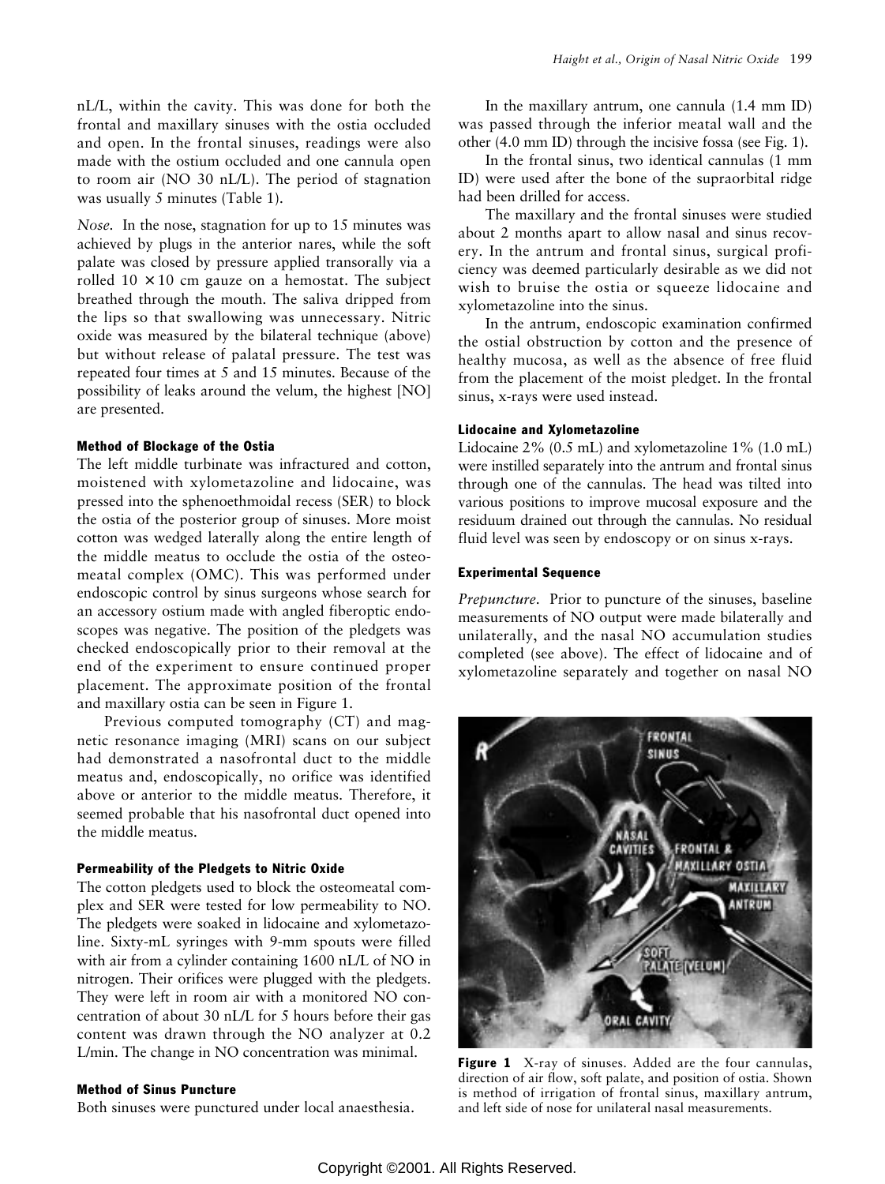nL/L, within the cavity. This was done for both the frontal and maxillary sinuses with the ostia occluded and open. In the frontal sinuses, readings were also made with the ostium occluded and one cannula open to room air (NO 30 nL/L). The period of stagnation was usually 5 minutes (Table 1).

*Nose.* In the nose, stagnation for up to 15 minutes was achieved by plugs in the anterior nares, while the soft palate was closed by pressure applied transorally via a rolled $10 \times 10$ cm gauze on a hemostat. The subject breathed through the mouth. The saliva dripped from the lips so that swallowing was unnecessary. Nitric oxide was measured by the bilateral technique (above) but without release of palatal pressure. The test was repeated four times at 5 and 15 minutes. Because of the possibility of leaks around the velum, the highest [NO] are presented.

### Method of Blockage of the Ostia

The left middle turbinate was infractured and cotton, moistened with xylometazoline and lidocaine, was pressed into the sphenoethmoidal recess (SER) to block the ostia of the posterior group of sinuses. More moist cotton was wedged laterally along the entire length of the middle meatus to occlude the ostia of the osteomeatal complex (OMC). This was performed under endoscopic control by sinus surgeons whose search for an accessory ostium made with angled fiberoptic endoscopes was negative. The position of the pledgets was checked endoscopically prior to their removal at the end of the experiment to ensure continued proper placement. The approximate position of the frontal and maxillary ostia can be seen in Figure 1.

Previous computed tomography (CT) and magnetic resonance imaging (MRI) scans on our subject had demonstrated a nasofrontal duct to the middle meatus and, endoscopically, no orifice was identified above or anterior to the middle meatus. Therefore, it seemed probable that his nasofrontal duct opened into the middle meatus.

### Permeability of the Pledgets to Nitric Oxide

The cotton pledgets used to block the osteomeatal complex and SER were tested for low permeability to NO. The pledgets were soaked in lidocaine and xylometazoline. Sixty-mL syringes with 9-mm spouts were filled with air from a cylinder containing 1600 nL/L of NO in nitrogen. Their orifices were plugged with the pledgets. They were left in room air with a monitored NO concentration of about 30 nL/L for 5 hours before their gas content was drawn through the NO analyzer at 0.2 L/min. The change in NO concentration was minimal.

### Method of Sinus Puncture

Both sinuses were punctured under local anaesthesia.

In the maxillary antrum, one cannula (1.4 mm ID) was passed through the inferior meatal wall and the other (4.0 mm ID) through the incisive fossa (see Fig. 1).

In the frontal sinus, two identical cannulas (1 mm ID) were used after the bone of the supraorbital ridge had been drilled for access.

The maxillary and the frontal sinuses were studied about 2 months apart to allow nasal and sinus recovery. In the antrum and frontal sinus, surgical proficiency was deemed particularly desirable as we did not wish to bruise the ostia or squeeze lidocaine and xylometazoline into the sinus.

In the antrum, endoscopic examination confirmed the ostial obstruction by cotton and the presence of healthy mucosa, as well as the absence of free fluid from the placement of the moist pledget. In the frontal sinus, x-rays were used instead.

### Lidocaine and Xylometazoline

Lidocaine 2% (0.5 mL) and xylometazoline 1% (1.0 mL) were instilled separately into the antrum and frontal sinus through one of the cannulas. The head was tilted into various positions to improve mucosal exposure and the residuum drained out through the cannulas. No residual fluid level was seen by endoscopy or on sinus x-rays.

### Experimental Sequence

*Prepuncture.* Prior to puncture of the sinuses, baseline measurements of NO output were made bilaterally and unilaterally, and the nasal NO accumulation studies completed (see above). The effect of lidocaine and of xylometazoline separately and together on nasal NO

**Figure 1** X-ray of sinuses. Added are the four cannulas, direction of air flow, soft palate, and position of ostia. Shown is method of irrigation of frontal sinus, maxillary antrum, and left side of nose for unilateral nasal measurements.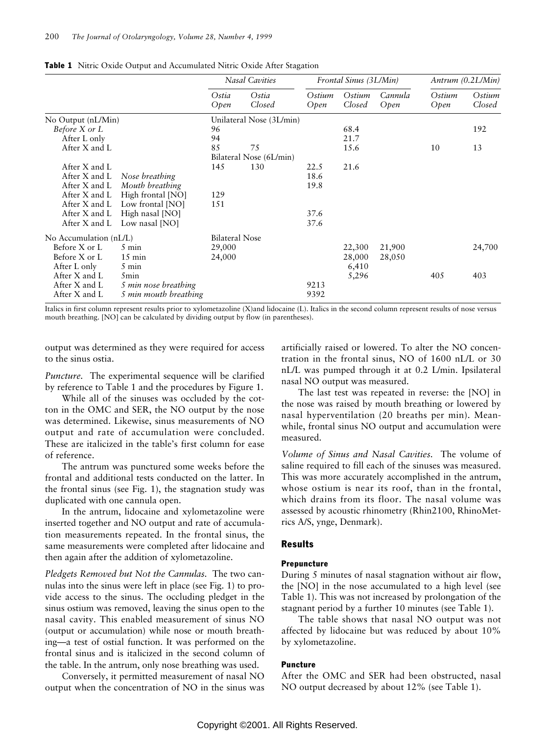**Table 1** Nitric Oxide Output and Accumulated Nitric Oxide After Stagation

| | | Nasal Cavities | | Frontal Sinus (3L/Min) | | | Antrum (0.2L/Min) | |
|---|---|---|---|---|---|---|---|---|
| | | *Ostia Open* | *Ostia Closed* | *Ostium Open* | *Ostium Closed* | *Cannula Open* | *Ostium Open* | *Ostium Closed* |
| No Output (nL/Min) | | Unilateral Nose (3L/min) | | | | | | |
| *Before X or L* | | 96 | | | 68.4 | | | 192 |
| After L only | | 94 | | | 21.7 | | | |
| After X and L | | 85 | 75 | | 15.6 | | 10 | 13 |
| | | Bilateral Nose (6L/min) | | | | | | |
| After X and L | | 145 | 130 | 22.5 | 21.6 | | | |
| After X and L | *Nose breathing* | | | 18.6 | | | | |
| After X and L | *Mouth breathing* | | | 19.8 | | | | |
| After X and L | High frontal [NO] | 129 | | | | | | |
| After X and L | Low frontal [NO] | 151 | | | | | | |
| After X and L | High nasal [NO] | | | 37.6 | | | | |
| After X and L | Low nasal [NO] | | | 37.6 | | | | |
| No Accumulation (nL/L) | | Bilateral Nose | | | | | | |
| Before X or L | 5 min | 29,000 | | | 22,300 | 21,900 | | 24,700 |
| Before X or L | 15 min | 24,000 | | | 28,000 | 28,050 | | |
| After L only | 5 min | | | | 6,410 | | | |
| After X and L | 5min | | | | 5,296 | | 405 | 403 |
| After X and L | *5 min nose breathing* | | | 9213 | | | | |
| After X and L | *5 min mouth breathing* | | | 9392 | | | | |

Italics in first column represent results prior to xylometazoline (X)and lidocaine (L). Italics in the second column represent results of nose versus mouth breathing. [NO] can be calculated by dividing output by flow (in parentheses).

output was determined as they were required for access to the sinus ostia.

*Puncture.* The experimental sequence will be clarified by reference to Table 1 and the procedures by Figure 1.

While all of the sinuses was occluded by the cotton in the OMC and SER, the NO output by the nose was determined. Likewise, sinus measurements of NO output and rate of accumulation were concluded. These are italicized in the table's first column for ease of reference.

The antrum was punctured some weeks before the frontal and additional tests conducted on the latter. In the frontal sinus (see Fig. 1), the stagnation study was duplicated with one cannula open.

In the antrum, lidocaine and xylometazoline were inserted together and NO output and rate of accumulation measurements repeated. In the frontal sinus, the same measurements were completed after lidocaine and then again after the addition of xylometazoline.

*Pledgets Removed but Not the Cannulas.* The two cannulas into the sinus were left in place (see Fig. 1) to provide access to the sinus. The occluding pledget in the sinus ostium was removed, leaving the sinus open to the nasal cavity. This enabled measurement of sinus NO (output or accumulation) while nose or mouth breathing—a test of ostial function. It was performed on the frontal sinus and is italicized in the second column of the table. In the antrum, only nose breathing was used.

Conversely, it permitted measurement of nasal NO output when the concentration of NO in the sinus was artificially raised or lowered. To alter the NO concentration in the frontal sinus, NO of 1600 nL/L or 30 nL/L was pumped through it at 0.2 L/min. Ipsilateral nasal NO output was measured.

The last test was repeated in reverse: the [NO] in the nose was raised by mouth breathing or lowered by nasal hyperventilation (20 breaths per min). Meanwhile, frontal sinus NO output and accumulation were measured.

*Volume of Sinus and Nasal Cavities.* The volume of saline required to fill each of the sinuses was measured. This was more accurately accomplished in the antrum, whose ostium is near its roof, than in the frontal, which drains from its floor. The nasal volume was assessed by acoustic rhinometry (Rhin2100, RhinoMetrics A/S, ynge, Denmark).

## Results

### Prepuncture

During 5 minutes of nasal stagnation without air flow, the [NO] in the nose accumulated to a high level (see Table 1). This was not increased by prolongation of the stagnant period by a further 10 minutes (see Table 1).

The table shows that nasal NO output was not affected by lidocaine but was reduced by about 10% by xylometazoline.

### Puncture

After the OMC and SER had been obstructed, nasal NO output decreased by about 12% (see Table 1).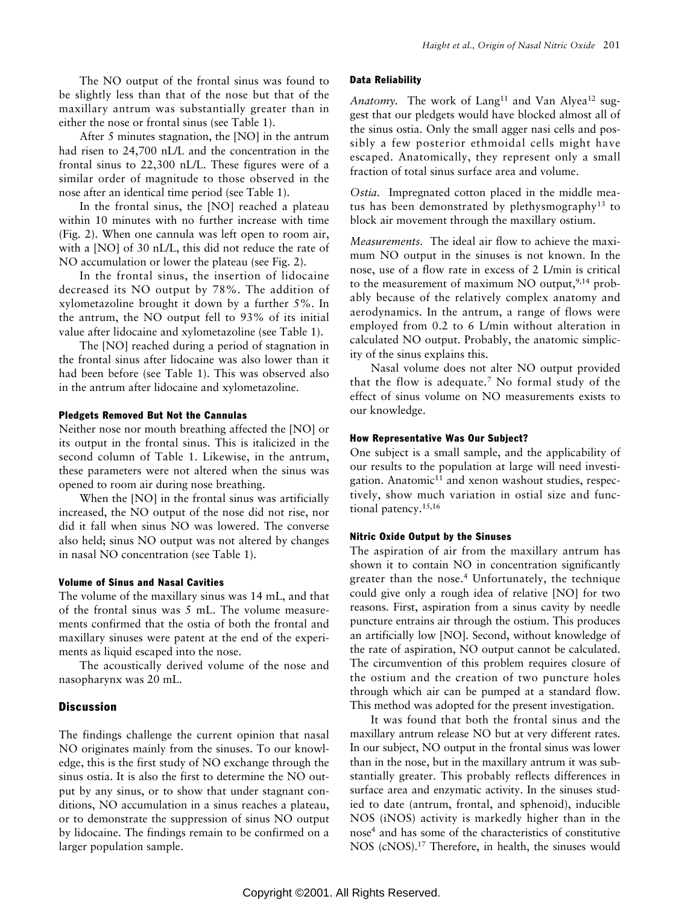The NO output of the frontal sinus was found to be slightly less than that of the nose but that of the maxillary antrum was substantially greater than in either the nose or frontal sinus (see Table 1).

After 5 minutes stagnation, the [NO] in the antrum had risen to 24,700 nL/L and the concentration in the frontal sinus to 22,300 nL/L. These figures were of a similar order of magnitude to those observed in the nose after an identical time period (see Table 1).

In the frontal sinus, the [NO] reached a plateau within 10 minutes with no further increase with time (Fig. 2). When one cannula was left open to room air, with a [NO] of 30 nL/L, this did not reduce the rate of NO accumulation or lower the plateau (see Fig. 2).

In the frontal sinus, the insertion of lidocaine decreased its NO output by 78%. The addition of xylometazoline brought it down by a further 5%. In the antrum, the NO output fell to 93% of its initial value after lidocaine and xylometazoline (see Table 1).

The [NO] reached during a period of stagnation in the frontal sinus after lidocaine was also lower than it had been before (see Table 1). This was observed also in the antrum after lidocaine and xylometazoline.

#### Pledgets Removed But Not the Cannulas

Neither nose nor mouth breathing affected the [NO] or its output in the frontal sinus. This is italicized in the second column of Table 1. Likewise, in the antrum, these parameters were not altered when the sinus was opened to room air during nose breathing.

When the [NO] in the frontal sinus was artificially increased, the NO output of the nose did not rise, nor did it fall when sinus NO was lowered. The converse also held; sinus NO output was not altered by changes in nasal NO concentration (see Table 1).

#### Volume of Sinus and Nasal Cavities

The volume of the maxillary sinus was 14 mL, and that of the frontal sinus was 5 mL. The volume measurements confirmed that the ostia of both the frontal and maxillary sinuses were patent at the end of the experiments as liquid escaped into the nose.

The acoustically derived volume of the nose and nasopharynx was 20 mL.

## Discussion

The findings challenge the current opinion that nasal NO originates mainly from the sinuses. To our knowledge, this is the first study of NO exchange through the sinus ostia. It is also the first to determine the NO output by any sinus, or to show that under stagnant conditions, NO accumulation in a sinus reaches a plateau, or to demonstrate the suppression of sinus NO output by lidocaine. The findings remain to be confirmed on a larger population sample.

#### Data Reliability

*Anatomy.* The work of Lang[11] and Van Alyea[12] suggest that our pledgets would have blocked almost all of the sinus ostia. Only the small agger nasi cells and possibly a few posterior ethmoidal cells might have escaped. Anatomically, they represent only a small fraction of total sinus surface area and volume.

*Ostia.* Impregnated cotton placed in the middle meatus has been demonstrated by plethysmography[13] to block air movement through the maxillary ostium.

*Measurements.* The ideal air flow to achieve the maximum NO output in the sinuses is not known. In the nose, use of a flow rate in excess of 2 L/min is critical to the measurement of maximum NO output,[9,14] probably because of the relatively complex anatomy and aerodynamics. In the antrum, a range of flows were employed from 0.2 to 6 L/min without alteration in calculated NO output. Probably, the anatomic simplicity of the sinus explains this.

Nasal volume does not alter NO output provided that the flow is adequate.[7] No formal study of the effect of sinus volume on NO measurements exists to our knowledge.

#### How Representative Was Our Subject?

One subject is a small sample, and the applicability of our results to the population at large will need investigation. Anatomic[11] and xenon washout studies, respectively, show much variation in ostial size and functional patency.[15,16]

#### Nitric Oxide Output by the Sinuses

The aspiration of air from the maxillary antrum has shown it to contain NO in concentration significantly greater than the nose.[4] Unfortunately, the technique could give only a rough idea of relative [NO] for two reasons. First, aspiration from a sinus cavity by needle puncture entrains air through the ostium. This produces an artificially low [NO]. Second, without knowledge of the rate of aspiration, NO output cannot be calculated. The circumvention of this problem requires closure of the ostium and the creation of two puncture holes through which air can be pumped at a standard flow. This method was adopted for the present investigation.

It was found that both the frontal sinus and the maxillary antrum release NO but at very different rates. In our subject, NO output in the frontal sinus was lower than in the nose, but in the maxillary antrum it was substantially greater. This probably reflects differences in surface area and enzymatic activity. In the sinuses studied to date (antrum, frontal, and sphenoid), inducible NOS (iNOS) activity is markedly higher than in the nose[4] and has some of the characteristics of constitutive NOS (cNOS).[17] Therefore, in health, the sinuses would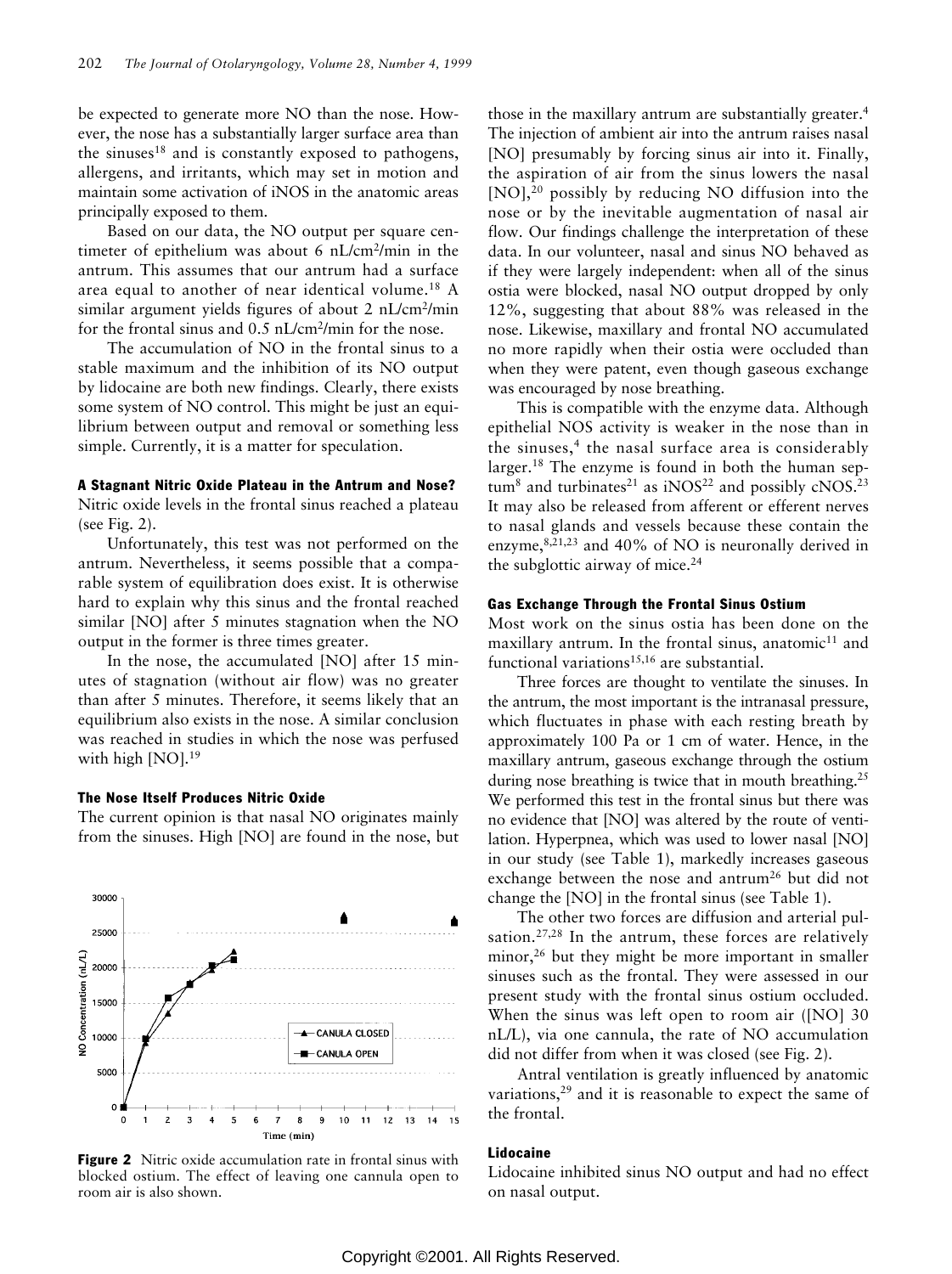be expected to generate more NO than the nose. However, the nose has a substantially larger surface area than the sinuses[18] and is constantly exposed to pathogens, allergens, and irritants, which may set in motion and maintain some activation of iNOS in the anatomic areas principally exposed to them.

Based on our data, the NO output per square centimeter of epithelium was about 6 nL/cm$^2$/min in the antrum. This assumes that our antrum had a surface area equal to another of near identical volume.[18] A similar argument yields figures of about 2 nL/cm$^2$/min for the frontal sinus and 0.5 nL/cm$^2$/min for the nose.

The accumulation of NO in the frontal sinus to a stable maximum and the inhibition of its NO output by lidocaine are both new findings. Clearly, there exists some system of NO control. This might be just an equilibrium between output and removal or something less simple. Currently, it is a matter for speculation.

### A Stagnant Nitric Oxide Plateau in the Antrum and Nose?

Nitric oxide levels in the frontal sinus reached a plateau (see Fig. 2).

Unfortunately, this test was not performed on the antrum. Nevertheless, it seems possible that a comparable system of equilibration does exist. It is otherwise hard to explain why this sinus and the frontal reached similar [NO] after 5 minutes stagnation when the NO output in the former is three times greater.

In the nose, the accumulated [NO] after 15 minutes of stagnation (without air flow) was no greater than after 5 minutes. Therefore, it seems likely that an equilibrium also exists in the nose. A similar conclusion was reached in studies in which the nose was perfused with high [NO].[19]

### The Nose Itself Produces Nitric Oxide

The current opinion is that nasal NO originates mainly from the sinuses. High [NO] are found in the nose, but those in the maxillary antrum are substantially greater.[4] The injection of ambient air into the antrum raises nasal [NO] presumably by forcing sinus air into it. Finally, the aspiration of air from the sinus lowers the nasal [NO],[20] possibly by reducing NO diffusion into the nose or by the inevitable augmentation of nasal air flow. Our findings challenge the interpretation of these data. In our volunteer, nasal and sinus NO behaved as if they were largely independent: when all of the sinus ostia were blocked, nasal NO output dropped by only 12%, suggesting that about 88% was released in the nose. Likewise, maxillary and frontal NO accumulated no more rapidly when their ostia were occluded than when they were patent, even though gaseous exchange was encouraged by nose breathing.

This is compatible with the enzyme data. Although epithelial NOS activity is weaker in the nose than in the sinuses,[4] the nasal surface area is considerably larger.[18] The enzyme is found in both the human septum[8] and turbinates[21] as iNOS[22] and possibly cNOS.[23] It may also be released from afferent or efferent nerves to nasal glands and vessels because these contain the enzyme,[8,21,23] and 40% of NO is neuronally derived in the subglottic airway of mice.[24]

### Gas Exchange Through the Frontal Sinus Ostium

Most work on the sinus ostia has been done on the maxillary antrum. In the frontal sinus, anatomic[11] and functional variations[15,16] are substantial.

Three forces are thought to ventilate the sinuses. In the antrum, the most important is the intranasal pressure, which fluctuates in phase with each resting breath by approximately 100 Pa or 1 cm of water. Hence, in the maxillary antrum, gaseous exchange through the ostium during nose breathing is twice that in mouth breathing.[25] We performed this test in the frontal sinus but there was no evidence that [NO] was altered by the route of ventilation. Hyperpnea, which was used to lower nasal [NO] in our study (see Table 1), markedly increases gaseous exchange between the nose and antrum[26] but did not change the [NO] in the frontal sinus (see Table 1).

The other two forces are diffusion and arterial pulsation.[27,28] In the antrum, these forces are relatively minor,[26] but they might be more important in smaller sinuses such as the frontal. They were assessed in our present study with the frontal sinus ostium occluded. When the sinus was left open to room air ([NO] 30 nL/L), via one cannula, the rate of NO accumulation did not differ from when it was closed (see Fig. 2).

Antral ventilation is greatly influenced by anatomic variations,[29] and it is reasonable to expect the same of the frontal.

**Figure 2** Nitric oxide accumulation rate in frontal sinus with blocked ostium. The effect of leaving one cannula open to room air is also shown.

### Lidocaine

Lidocaine inhibited sinus NO output and had no effect on nasal output.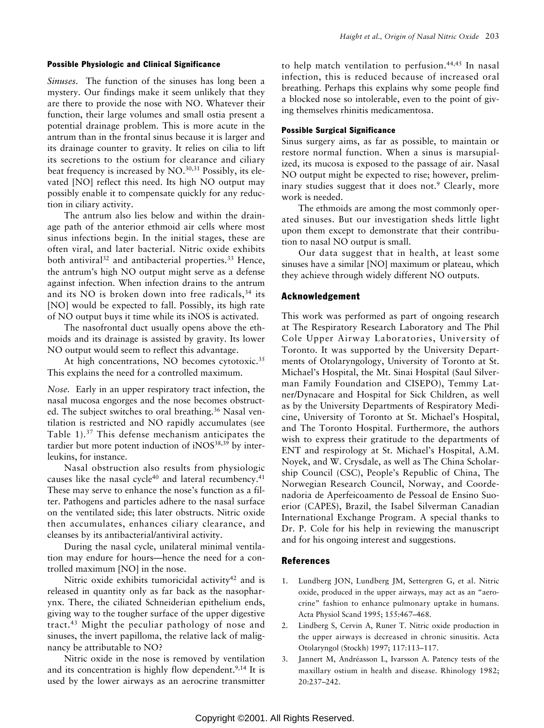### Possible Physiologic and Clinical Significance

*Sinuses.* The function of the sinuses has long been a mystery. Our findings make it seem unlikely that they are there to provide the nose with NO. Whatever their function, their large volumes and small ostia present a potential drainage problem. This is more acute in the antrum than in the frontal sinus because it is larger and its drainage counter to gravity. It relies on cilia to lift its secretions to the ostium for clearance and ciliary beat frequency is increased by NO.[30,31] Possibly, its elevated [NO] reflect this need. Its high NO output may possibly enable it to compensate quickly for any reduction in ciliary activity.

The antrum also lies below and within the drainage path of the anterior ethmoid air cells where most sinus infections begin. In the initial stages, these are often viral, and later bacterial. Nitric oxide exhibits both antiviral[32] and antibacterial properties.[33] Hence, the antrum's high NO output might serve as a defense against infection. When infection drains to the antrum and its NO is broken down into free radicals,[34] its [NO] would be expected to fall. Possibly, its high rate of NO output buys it time while its iNOS is activated.

The nasofrontal duct usually opens above the ethmoids and its drainage is assisted by gravity. Its lower NO output would seem to reflect this advantage.

At high concentrations, NO becomes cytotoxic.[35] This explains the need for a controlled maximum.

*Nose.* Early in an upper respiratory tract infection, the nasal mucosa engorges and the nose becomes obstructed. The subject switches to oral breathing.[36] Nasal ventilation is restricted and NO rapidly accumulates (see Table 1).[37] This defense mechanism anticipates the tardier but more potent induction of iNOS[38,39] by interleukins, for instance.

Nasal obstruction also results from physiologic causes like the nasal cycle[40] and lateral recumbency.[41] These may serve to enhance the nose's function as a filter. Pathogens and particles adhere to the nasal surface on the ventilated side; this later obstructs. Nitric oxide then accumulates, enhances ciliary clearance, and cleanses by its antibacterial/antiviral activity.

During the nasal cycle, unilateral minimal ventilation may endure for hours—hence the need for a controlled maximum [NO] in the nose.

Nitric oxide exhibits tumoricidal activity[42] and is released in quantity only as far back as the nasopharynx. There, the ciliated Schneiderian epithelium ends, giving way to the tougher surface of the upper digestive tract.[43] Might the peculiar pathology of nose and sinuses, the invert papilloma, the relative lack of malignancy be attributable to NO?

Nitric oxide in the nose is removed by ventilation and its concentration is highly flow dependent.[9,14] It is used by the lower airways as an aerocrine transmitter to help match ventilation to perfusion.[44,45] In nasal infection, this is reduced because of increased oral breathing. Perhaps this explains why some people find a blocked nose so intolerable, even to the point of giving themselves rhinitis medicamentosa.

### Possible Surgical Significance

Sinus surgery aims, as far as possible, to maintain or restore normal function. When a sinus is marsupialized, its mucosa is exposed to the passage of air. Nasal NO output might be expected to rise; however, preliminary studies suggest that it does not.[9] Clearly, more work is needed.

The ethmoids are among the most commonly operated sinuses. But our investigation sheds little light upon them except to demonstrate that their contribution to nasal NO output is small.

Our data suggest that in health, at least some sinuses have a similar [NO] maximum or plateau, which they achieve through widely different NO outputs.

## Acknowledgement

This work was performed as part of ongoing research at The Respiratory Research Laboratory and The Phil Cole Upper Airway Laboratories, University of Toronto. It was supported by the University Departments of Otolaryngology, University of Toronto at St. Michael's Hospital, the Mt. Sinai Hospital (Saul Silverman Family Foundation and CISEPO), Temmy Latner/Dynacare and Hospital for Sick Children, as well as by the University Departments of Respiratory Medicine, University of Toronto at St. Michael's Hospital, and The Toronto Hospital. Furthermore, the authors wish to express their gratitude to the departments of ENT and respirology at St. Michael's Hospital, A.M. Noyek, and W. Crysdale, as well as The China Scholarship Council (CSC), People's Republic of China, The Norwegian Research Council, Norway, and Coordenadoria de Aperfeicoamento de Pessoal de Ensino Suoerior (CAPES), Brazil, the Isabel Silverman Canadian International Exchange Program. A special thanks to Dr. P. Cole for his help in reviewing the manuscript and for his ongoing interest and suggestions.

## References

1. Lundberg JON, Lundberg JM, Settergren G, et al. Nitric oxide, produced in the upper airways, may act as an "aerocrine" fashion to enhance pulmonary uptake in humans. Acta Physiol Scand 1995; 155:467–468.
2. Lindberg S, Cervin A, Runer T. Nitric oxide production in the upper airways is decreased in chronic sinusitis. Acta Otolaryngol (Stockh) 1997; 117:113–117.
3. Jannert M, Andréasson L, Ivarsson A. Patency tests of the maxillary ostium in health and disease. Rhinology 1982; 20:237–242.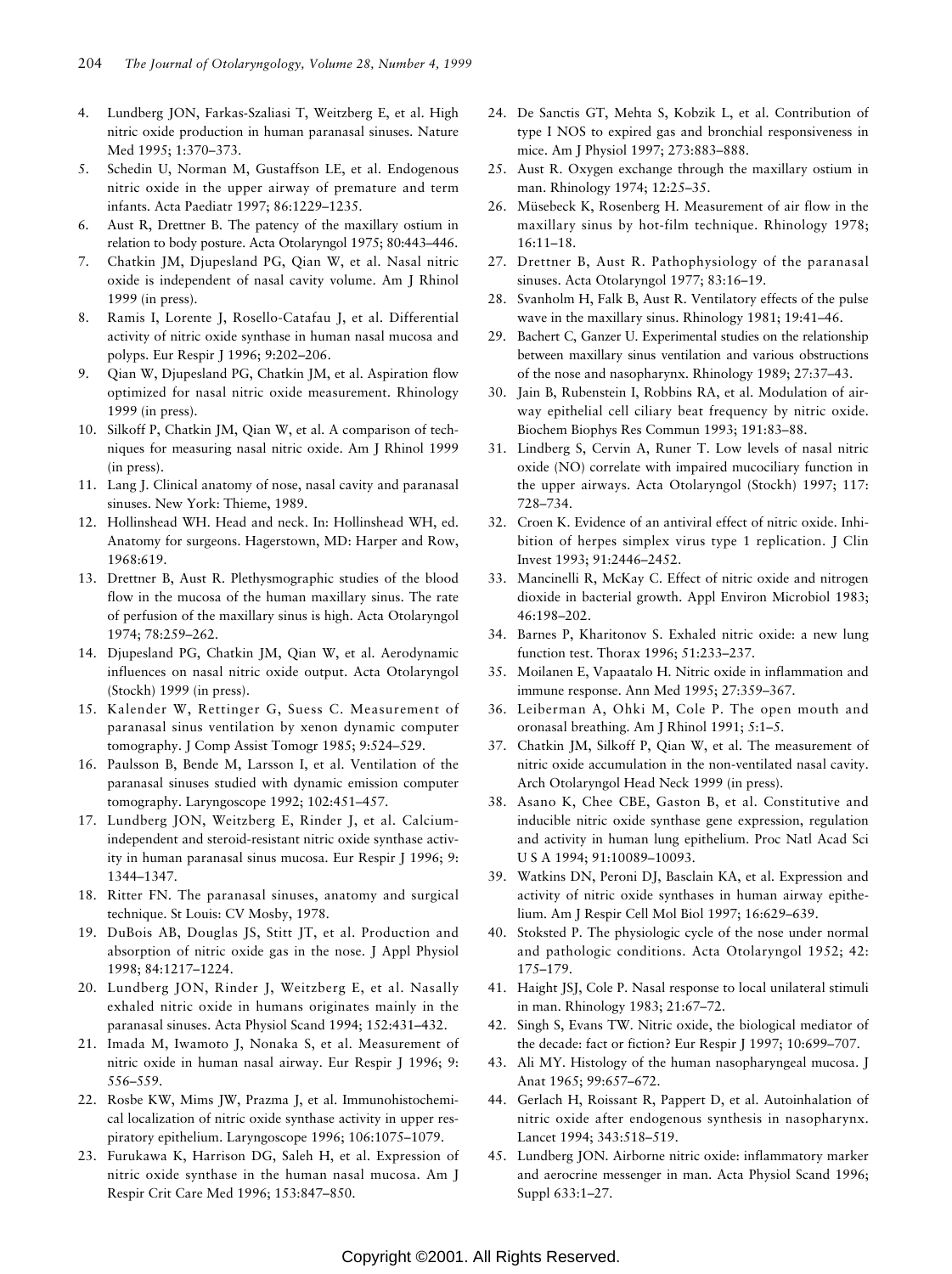4. Lundberg JON, Farkas-Szaliasi T, Weitzberg E, et al. High nitric oxide production in human paranasal sinuses. Nature Med 1995; 1:370–373.
5. Schedin U, Norman M, Gustaffson LE, et al. Endogenous nitric oxide in the upper airway of premature and term infants. Acta Paediatr 1997; 86:1229–1235.
6. Aust R, Drettner B. The patency of the maxillary ostium in relation to body posture. Acta Otolaryngol 1975; 80:443–446.
7. Chatkin JM, Djupesland PG, Qian W, et al. Nasal nitric oxide is independent of nasal cavity volume. Am J Rhinol 1999 (in press).
8. Ramis I, Lorente J, Rosello-Catafau J, et al. Differential activity of nitric oxide synthase in human nasal mucosa and polyps. Eur Respir J 1996; 9:202–206.
9. Qian W, Djupesland PG, Chatkin JM, et al. Aspiration flow optimized for nasal nitric oxide measurement. Rhinology 1999 (in press).
10. Silkoff P, Chatkin JM, Qian W, et al. A comparison of techniques for measuring nasal nitric oxide. Am J Rhinol 1999 (in press).
11. Lang J. Clinical anatomy of nose, nasal cavity and paranasal sinuses. New York: Thieme, 1989.
12. Hollinshead WH. Head and neck. In: Hollinshead WH, ed. Anatomy for surgeons. Hagerstown, MD: Harper and Row, 1968:619.
13. Drettner B, Aust R. Plethysmographic studies of the blood flow in the mucosa of the human maxillary sinus. The rate of perfusion of the maxillary sinus is high. Acta Otolaryngol 1974; 78:259–262.
14. Djupesland PG, Chatkin JM, Qian W, et al. Aerodynamic influences on nasal nitric oxide output. Acta Otolaryngol (Stockh) 1999 (in press).
15. Kalender W, Rettinger G, Suess C. Measurement of paranasal sinus ventilation by xenon dynamic computer tomography. J Comp Assist Tomogr 1985; 9:524–529.
16. Paulsson B, Bende M, Larsson I, et al. Ventilation of the paranasal sinuses studied with dynamic emission computer tomography. Laryngoscope 1992; 102:451–457.
17. Lundberg JON, Weitzberg E, Rinder J, et al. Calcium-independent and steroid-resistant nitric oxide synthase activity in human paranasal sinus mucosa. Eur Respir J 1996; 9: 1344–1347.
18. Ritter FN. The paranasal sinuses, anatomy and surgical technique. St Louis: CV Mosby, 1978.
19. DuBois AB, Douglas JS, Stitt JT, et al. Production and absorption of nitric oxide gas in the nose. J Appl Physiol 1998; 84:1217–1224.
20. Lundberg JON, Rinder J, Weitzberg E, et al. Nasally exhaled nitric oxide in humans originates mainly in the paranasal sinuses. Acta Physiol Scand 1994; 152:431–432.
21. Imada M, Iwamoto J, Nonaka S, et al. Measurement of nitric oxide in human nasal airway. Eur Respir J 1996; 9: 556–559.
22. Rosbe KW, Mims JW, Prazma J, et al. Immunohistochemical localization of nitric oxide synthase activity in upper respiratory epithelium. Laryngoscope 1996; 106:1075–1079.
23. Furukawa K, Harrison DG, Saleh H, et al. Expression of nitric oxide synthase in the human nasal mucosa. Am J Respir Crit Care Med 1996; 153:847–850.
24. De Sanctis GT, Mehta S, Kobzik L, et al. Contribution of type I NOS to expired gas and bronchial responsiveness in mice. Am J Physiol 1997; 273:883–888.
25. Aust R. Oxygen exchange through the maxillary ostium in man. Rhinology 1974; 12:25–35.
26. Müsebeck K, Rosenberg H. Measurement of air flow in the maxillary sinus by hot-film technique. Rhinology 1978; 16:11–18.
27. Drettner B, Aust R. Pathophysiology of the paranasal sinuses. Acta Otolaryngol 1977; 83:16–19.
28. Svanholm H, Falk B, Aust R. Ventilatory effects of the pulse wave in the maxillary sinus. Rhinology 1981; 19:41–46.
29. Bachert C, Ganzer U. Experimental studies on the relationship between maxillary sinus ventilation and various obstructions of the nose and nasopharynx. Rhinology 1989; 27:37–43.
30. Jain B, Rubenstein I, Robbins RA, et al. Modulation of airway epithelial cell ciliary beat frequency by nitric oxide. Biochem Biophys Res Commun 1993; 191:83–88.
31. Lindberg S, Cervin A, Runer T. Low levels of nasal nitric oxide (NO) correlate with impaired mucociliary function in the upper airways. Acta Otolaryngol (Stockh) 1997; 117: 728–734.
32. Croen K. Evidence of an antiviral effect of nitric oxide. Inhibition of herpes simplex virus type 1 replication. J Clin Invest 1993; 91:2446–2452.
33. Mancinelli R, McKay C. Effect of nitric oxide and nitrogen dioxide in bacterial growth. Appl Environ Microbiol 1983; 46:198–202.
34. Barnes P, Kharitonov S. Exhaled nitric oxide: a new lung function test. Thorax 1996; 51:233–237.
35. Moilanen E, Vapaatalo H. Nitric oxide in inflammation and immune response. Ann Med 1995; 27:359–367.
36. Leiberman A, Ohki M, Cole P. The open mouth and oronasal breathing. Am J Rhinol 1991; 5:1–5.
37. Chatkin JM, Silkoff P, Qian W, et al. The measurement of nitric oxide accumulation in the non-ventilated nasal cavity. Arch Otolaryngol Head Neck 1999 (in press).
38. Asano K, Chee CBE, Gaston B, et al. Constitutive and inducible nitric oxide synthase gene expression, regulation and activity in human lung epithelium. Proc Natl Acad Sci U S A 1994; 91:10089–10093.
39. Watkins DN, Peroni DJ, Basclain KA, et al. Expression and activity of nitric oxide synthases in human airway epithelium. Am J Respir Cell Mol Biol 1997; 16:629–639.
40. Stoksted P. The physiologic cycle of the nose under normal and pathologic conditions. Acta Otolaryngol 1952; 42: 175–179.
41. Haight JSJ, Cole P. Nasal response to local unilateral stimuli in man. Rhinology 1983; 21:67–72.
42. Singh S, Evans TW. Nitric oxide, the biological mediator of the decade: fact or fiction? Eur Respir J 1997; 10:699–707.
43. Ali MY. Histology of the human nasopharyngeal mucosa. J Anat 1965; 99:657–672.
44. Gerlach H, Roissant R, Pappert D, et al. Autoinhalation of nitric oxide after endogenous synthesis in nasopharynx. Lancet 1994; 343:518–519.
45. Lundberg JON. Airborne nitric oxide: inflammatory marker and aerocrine messenger in man. Acta Physiol Scand 1996; Suppl 633:1–27.